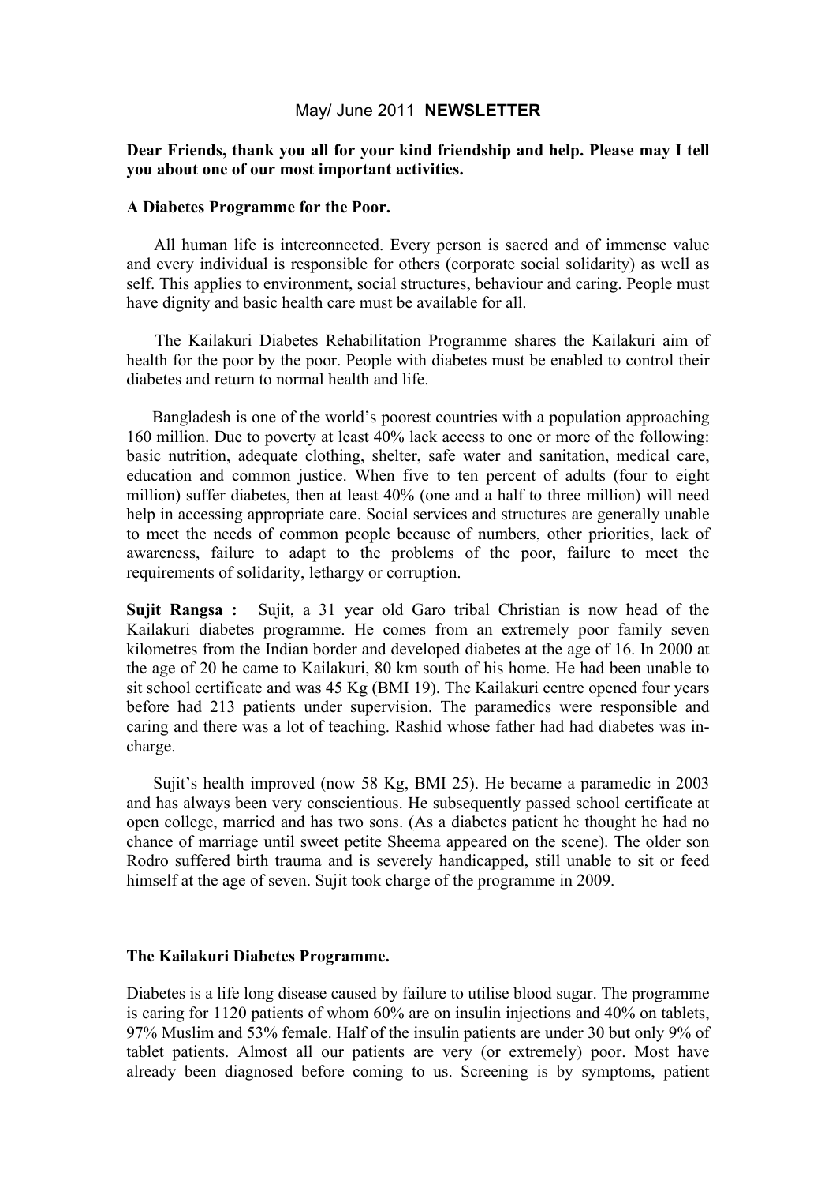May/ June 2011 **NEWSLETTER**

**Dear Friends, thank you all for your kind friendship and help. Please may I tell you about one of our most important activities.**

**A Diabetes Programme for the Poor.**

All human life is interconnected. Every person is sacred and of immense value and every individual is responsible for others (corporate social solidarity) as well as self. This applies to environment, social structures, behaviour and caring. People must have dignity and basic health care must be available for all.

The Kailakuri Diabetes Rehabilitation Programme shares the Kailakuri aim of health for the poor by the poor. People with diabetes must be enabled to control their diabetes and return to normal health and life.

Bangladesh is one of the world's poorest countries with a population approaching 160 million. Due to poverty at least 40% lack access to one or more of the following: basic nutrition, adequate clothing, shelter, safe water and sanitation, medical care, education and common justice. When five to ten percent of adults (four to eight million) suffer diabetes, then at least 40% (one and a half to three million) will need help in accessing appropriate care. Social services and structures are generally unable to meet the needs of common people because of numbers, other priorities, lack of awareness, failure to adapt to the problems of the poor, failure to meet the requirements of solidarity, lethargy or corruption.

**Sujit Rangsa :** Sujit, a 31 year old Garo tribal Christian is now head of the Kailakuri diabetes programme. He comes from an extremely poor family seven kilometres from the Indian border and developed diabetes at the age of 16. In 2000 at the age of 20 he came to Kailakuri, 80 km south of his home. He had been unable to sit school certificate and was 45 Kg (BMI 19). The Kailakuri centre opened four years before had 213 patients under supervision. The paramedics were responsible and caring and there was a lot of teaching. Rashid whose father had had diabetes was in-charge.

Sujit's health improved (now 58 Kg, BMI 25). He became a paramedic in 2003 and has always been very conscientious. He subsequently passed school certificate at open college, married and has two sons. (As a diabetes patient he thought he had no chance of marriage until sweet petite Sheema appeared on the scene). The older son Rodro suffered birth trauma and is severely handicapped, still unable to sit or feed himself at the age of seven. Sujit took charge of the programme in 2009.

**The Kailakuri Diabetes Programme.**

Diabetes is a life long disease caused by failure to utilise blood sugar. The programme is caring for 1120 patients of whom 60% are on insulin injections and 40% on tablets, 97% Muslim and 53% female. Half of the insulin patients are under 30 but only 9% of tablet patients. Almost all our patients are very (or extremely) poor. Most have already been diagnosed before coming to us. Screening is by symptoms, patient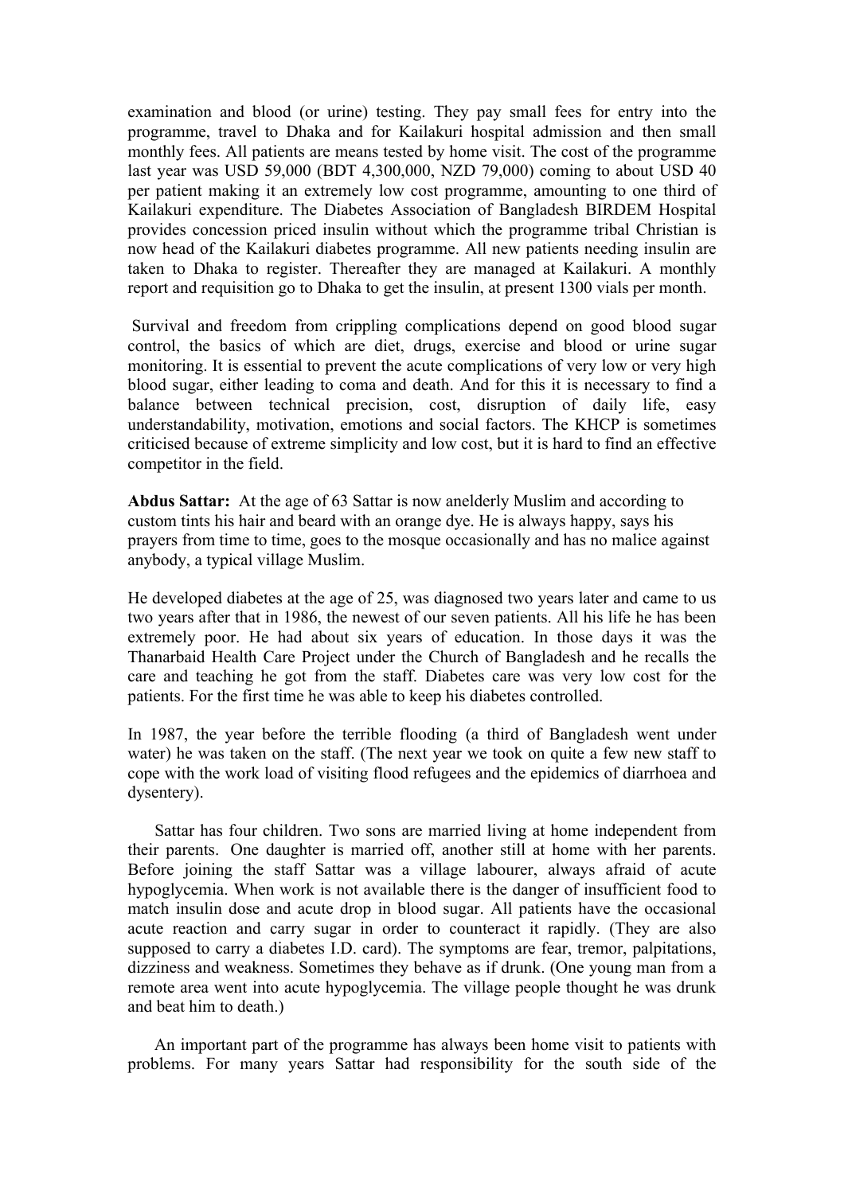examination and blood (or urine) testing. They pay small fees for entry into the programme, travel to Dhaka and for Kailakuri hospital admission and then small monthly fees. All patients are means tested by home visit. The cost of the programme last year was USD 59,000 (BDT 4,300,000, NZD 79,000) coming to about USD 40 per patient making it an extremely low cost programme, amounting to one third of Kailakuri expenditure. The Diabetes Association of Bangladesh BIRDEM Hospital provides concession priced insulin without which the programme tribal Christian is now head of the Kailakuri diabetes programme. All new patients needing insulin are taken to Dhaka to register. Thereafter they are managed at Kailakuri. A monthly report and requisition go to Dhaka to get the insulin, at present 1300 vials per month.

Survival and freedom from crippling complications depend on good blood sugar control, the basics of which are diet, drugs, exercise and blood or urine sugar monitoring. It is essential to prevent the acute complications of very low or very high blood sugar, either leading to coma and death. And for this it is necessary to find a balance between technical precision, cost, disruption of daily life, easy understandability, motivation, emotions and social factors. The KHCP is sometimes criticised because of extreme simplicity and low cost, but it is hard to find an effective competitor in the field.

**Abdus Sattar:** At the age of 63 Sattar is now anelderly Muslim and according to custom tints his hair and beard with an orange dye. He is always happy, says his prayers from time to time, goes to the mosque occasionally and has no malice against anybody, a typical village Muslim.

He developed diabetes at the age of 25, was diagnosed two years later and came to us two years after that in 1986, the newest of our seven patients. All his life he has been extremely poor. He had about six years of education. In those days it was the Thanarbaid Health Care Project under the Church of Bangladesh and he recalls the care and teaching he got from the staff. Diabetes care was very low cost for the patients. For the first time he was able to keep his diabetes controlled.

In 1987, the year before the terrible flooding (a third of Bangladesh went under water) he was taken on the staff. (The next year we took on quite a few new staff to cope with the work load of visiting flood refugees and the epidemics of diarrhoea and dysentery).

Sattar has four children. Two sons are married living at home independent from their parents. One daughter is married off, another still at home with her parents. Before joining the staff Sattar was a village labourer, always afraid of acute hypoglycemia. When work is not available there is the danger of insufficient food to match insulin dose and acute drop in blood sugar. All patients have the occasional acute reaction and carry sugar in order to counteract it rapidly. (They are also supposed to carry a diabetes I.D. card). The symptoms are fear, tremor, palpitations, dizziness and weakness. Sometimes they behave as if drunk. (One young man from a remote area went into acute hypoglycemia. The village people thought he was drunk and beat him to death.)

An important part of the programme has always been home visit to patients with problems. For many years Sattar had responsibility for the south side of the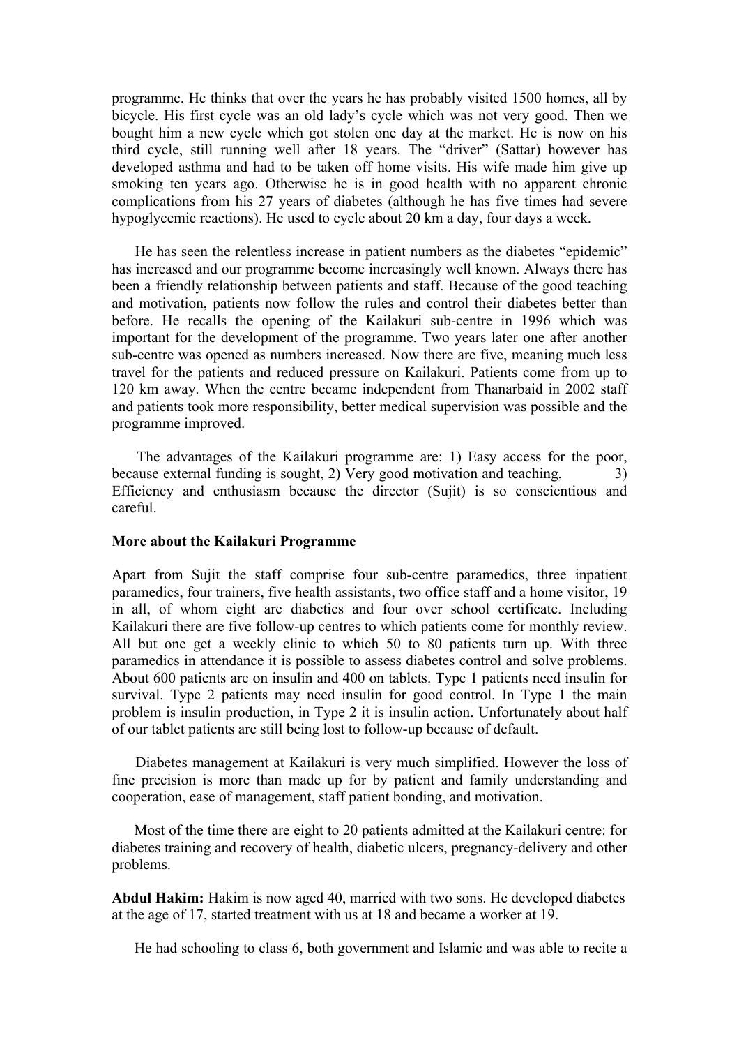programme. He thinks that over the years he has probably visited 1500 homes, all by bicycle. His first cycle was an old lady's cycle which was not very good. Then we bought him a new cycle which got stolen one day at the market. He is now on his third cycle, still running well after 18 years. The "driver" (Sattar) however has developed asthma and had to be taken off home visits. His wife made him give up smoking ten years ago. Otherwise he is in good health with no apparent chronic complications from his 27 years of diabetes (although he has five times had severe hypoglycemic reactions). He used to cycle about 20 km a day, four days a week.

He has seen the relentless increase in patient numbers as the diabetes "epidemic" has increased and our programme become increasingly well known. Always there has been a friendly relationship between patients and staff. Because of the good teaching and motivation, patients now follow the rules and control their diabetes better than before. He recalls the opening of the Kailakuri sub-centre in 1996 which was important for the development of the programme. Two years later one after another sub-centre was opened as numbers increased. Now there are five, meaning much less travel for the patients and reduced pressure on Kailakuri. Patients come from up to 120 km away. When the centre became independent from Thanarbaid in 2002 staff and patients took more responsibility, better medical supervision was possible and the programme improved.

The advantages of the Kailakuri programme are: 1) Easy access for the poor, because external funding is sought, 2) Very good motivation and teaching, 3) Efficiency and enthusiasm because the director (Sujit) is so conscientious and careful.

**More about the Kailakuri Programme**

Apart from Sujit the staff comprise four sub-centre paramedics, three inpatient paramedics, four trainers, five health assistants, two office staff and a home visitor, 19 in all, of whom eight are diabetics and four over school certificate. Including Kailakuri there are five follow-up centres to which patients come for monthly review. All but one get a weekly clinic to which 50 to 80 patients turn up. With three paramedics in attendance it is possible to assess diabetes control and solve problems. About 600 patients are on insulin and 400 on tablets. Type 1 patients need insulin for survival. Type 2 patients may need insulin for good control. In Type 1 the main problem is insulin production, in Type 2 it is insulin action. Unfortunately about half of our tablet patients are still being lost to follow-up because of default.

Diabetes management at Kailakuri is very much simplified. However the loss of fine precision is more than made up for by patient and family understanding and cooperation, ease of management, staff patient bonding, and motivation.

Most of the time there are eight to 20 patients admitted at the Kailakuri centre: for diabetes training and recovery of health, diabetic ulcers, pregnancy-delivery and other problems.

**Abdul Hakim:** Hakim is now aged 40, married with two sons. He developed diabetes at the age of 17, started treatment with us at 18 and became a worker at 19.

He had schooling to class 6, both government and Islamic and was able to recite a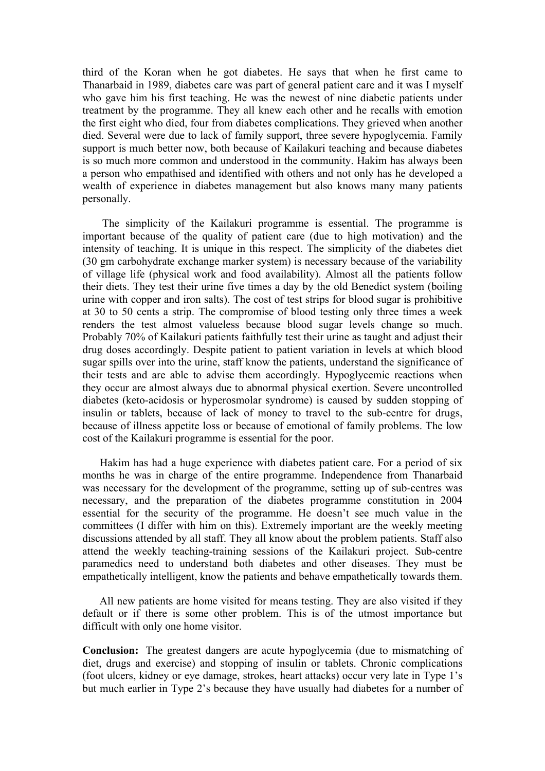third of the Koran when he got diabetes. He says that when he first came to Thanarbaid in 1989, diabetes care was part of general patient care and it was I myself who gave him his first teaching. He was the newest of nine diabetic patients under treatment by the programme. They all knew each other and he recalls with emotion the first eight who died, four from diabetes complications. They grieved when another died. Several were due to lack of family support, three severe hypoglycemia. Family support is much better now, both because of Kailakuri teaching and because diabetes is so much more common and understood in the community. Hakim has always been a person who empathised and identified with others and not only has he developed a wealth of experience in diabetes management but also knows many many patients personally.

The simplicity of the Kailakuri programme is essential. The programme is important because of the quality of patient care (due to high motivation) and the intensity of teaching. It is unique in this respect. The simplicity of the diabetes diet (30 gm carbohydrate exchange marker system) is necessary because of the variability of village life (physical work and food availability). Almost all the patients follow their diets. They test their urine five times a day by the old Benedict system (boiling urine with copper and iron salts). The cost of test strips for blood sugar is prohibitive at 30 to 50 cents a strip. The compromise of blood testing only three times a week renders the test almost valueless because blood sugar levels change so much. Probably 70% of Kailakuri patients faithfully test their urine as taught and adjust their drug doses accordingly. Despite patient to patient variation in levels at which blood sugar spills over into the urine, staff know the patients, understand the significance of their tests and are able to advise them accordingly. Hypoglycemic reactions when they occur are almost always due to abnormal physical exertion. Severe uncontrolled diabetes (keto-acidosis or hyperosmolar syndrome) is caused by sudden stopping of insulin or tablets, because of lack of money to travel to the sub-centre for drugs, because of illness appetite loss or because of emotional of family problems. The low cost of the Kailakuri programme is essential for the poor.

Hakim has had a huge experience with diabetes patient care. For a period of six months he was in charge of the entire programme. Independence from Thanarbaid was necessary for the development of the programme, setting up of sub-centres was necessary, and the preparation of the diabetes programme constitution in 2004 essential for the security of the programme. He doesn't see much value in the committees (I differ with him on this). Extremely important are the weekly meeting discussions attended by all staff. They all know about the problem patients. Staff also attend the weekly teaching-training sessions of the Kailakuri project. Sub-centre paramedics need to understand both diabetes and other diseases. They must be empathetically intelligent, know the patients and behave empathetically towards them.

All new patients are home visited for means testing. They are also visited if they default or if there is some other problem. This is of the utmost importance but difficult with only one home visitor.

**Conclusion:** The greatest dangers are acute hypoglycemia (due to mismatching of diet, drugs and exercise) and stopping of insulin or tablets. Chronic complications (foot ulcers, kidney or eye damage, strokes, heart attacks) occur very late in Type 1's but much earlier in Type 2's because they have usually had diabetes for a number of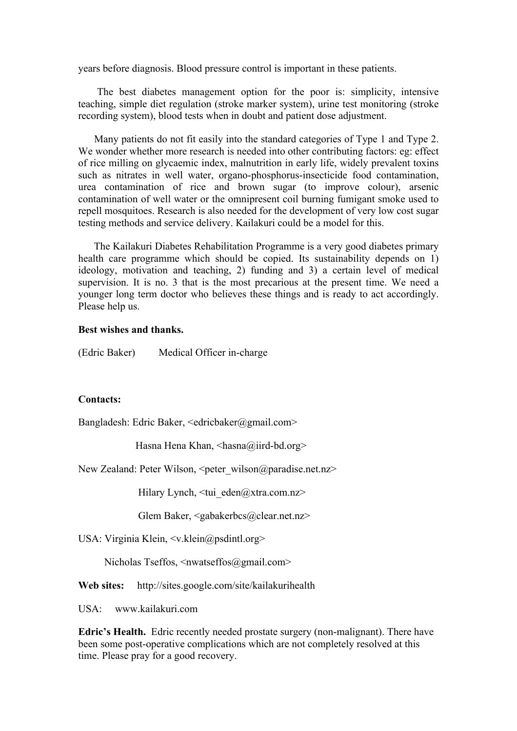years before diagnosis. Blood pressure control is important in these patients.

The best diabetes management option for the poor is: simplicity, intensive teaching, simple diet regulation (stroke marker system), urine test monitoring (stroke recording system), blood tests when in doubt and patient dose adjustment.

Many patients do not fit easily into the standard categories of Type 1 and Type 2. We wonder whether more research is needed into other contributing factors: eg: effect of rice milling on glycaemic index, malnutrition in early life, widely prevalent toxins such as nitrates in well water, organo-phosphorus-insecticide food contamination, urea contamination of rice and brown sugar (to improve colour), arsenic contamination of well water or the omnipresent coil burning fumigant smoke used to repell mosquitoes. Research is also needed for the development of very low cost sugar testing methods and service delivery. Kailakuri could be a model for this.

The Kailakuri Diabetes Rehabilitation Programme is a very good diabetes primary health care programme which should be copied. Its sustainability depends on 1) ideology, motivation and teaching, 2) funding and 3) a certain level of medical supervision. It is no. 3 that is the most precarious at the present time. We need a younger long term doctor who believes these things and is ready to act accordingly. Please help us.

**Best wishes and thanks.**

(Edric Baker) Medical Officer in-charge

**Contacts:**

Bangladesh: Edric Baker, <edricbaker@gmail.com>

Hasna Hena Khan, <hasna@iird-bd.org>

New Zealand: Peter Wilson, <peter_wilson@paradise.net.nz>

Hilary Lynch, <tui_eden@xtra.com.nz>

Glem Baker, <gabakerbcs@clear.net.nz>

USA: Virginia Klein, <v.klein@psdintl.org>

Nicholas Tseffos, <nwatseffos@gmail.com>

**Web sites:** http://sites.google.com/site/kailakurihealth

USA: www.kailakuri.com

**Edric's Health.** Edric recently needed prostate surgery (non-malignant). There have been some post-operative complications which are not completely resolved at this time. Please pray for a good recovery.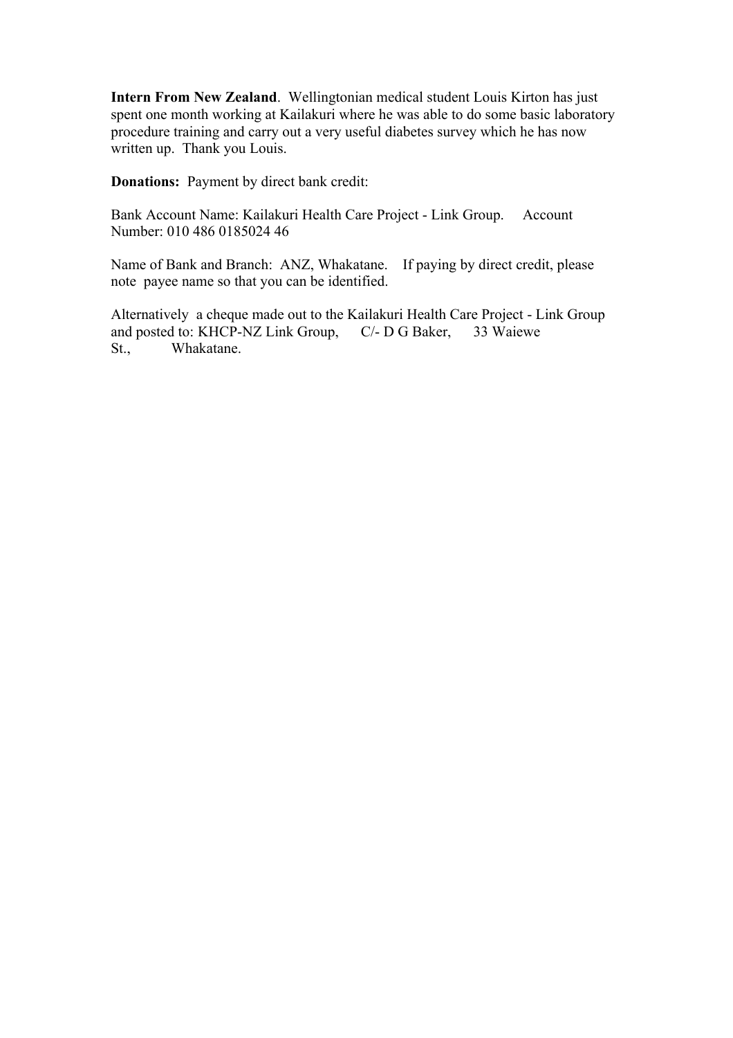**Intern From New Zealand**. Wellingtonian medical student Louis Kirton has just spent one month working at Kailakuri where he was able to do some basic laboratory procedure training and carry out a very useful diabetes survey which he has now written up. Thank you Louis.

**Donations:** Payment by direct bank credit:

Bank Account Name: Kailakuri Health Care Project - Link Group. Account Number: 010 486 0185024 46

Name of Bank and Branch: ANZ, Whakatane. If paying by direct credit, please note payee name so that you can be identified.

Alternatively a cheque made out to the Kailakuri Health Care Project - Link Group and posted to: KHCP-NZ Link Group, C/- D G Baker, 33 Waiewe St., Whakatane.